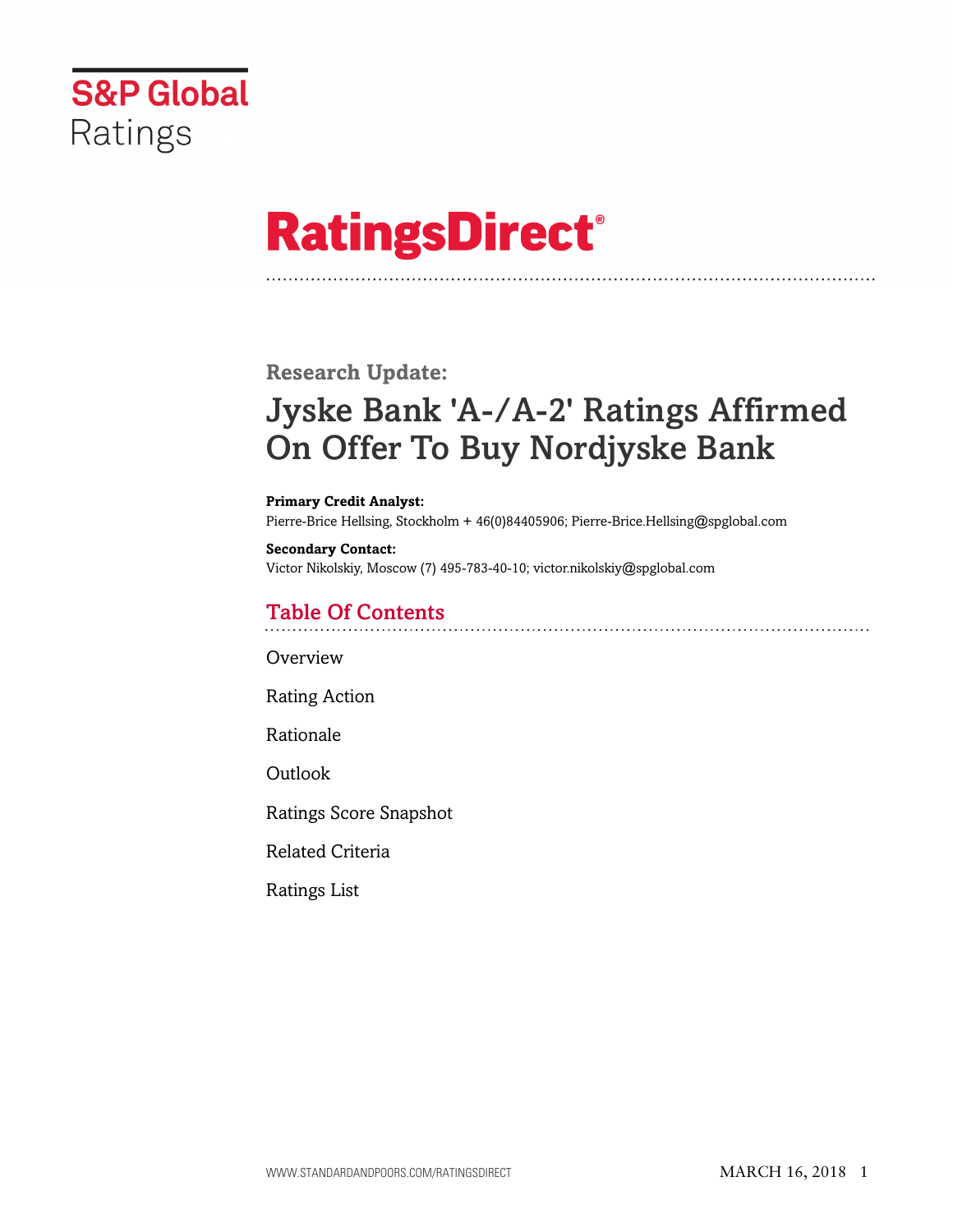S&P Global Ratings

# RatingsDirect®

**Research Update:**

## Jyske Bank 'A-/A-2' Ratings Affirmed On Offer To Buy Nordjyske Bank

**Primary Credit Analyst:**
Pierre-Brice Hellsing, Stockholm + 46(0)84405906; Pierre-Brice.Hellsing@spglobal.com

**Secondary Contact:**
Victor Nikolskiy, Moscow (7) 495-783-40-10; victor.nikolskiy@spglobal.com

## Table Of Contents

Overview

Rating Action

Rationale

Outlook

Ratings Score Snapshot

Related Criteria

Ratings List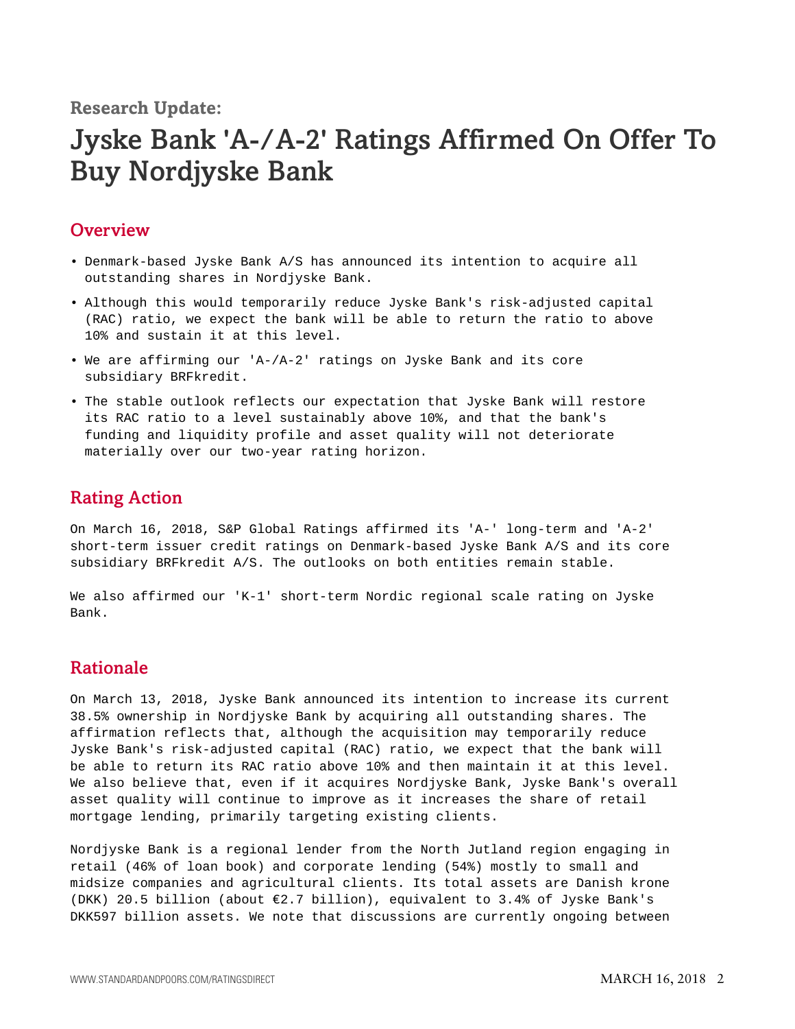Research Update:

# Jyske Bank 'A-/A-2' Ratings Affirmed On Offer To Buy Nordjyske Bank

## Overview

- Denmark-based Jyske Bank A/S has announced its intention to acquire all outstanding shares in Nordjyske Bank.
- Although this would temporarily reduce Jyske Bank's risk-adjusted capital (RAC) ratio, we expect the bank will be able to return the ratio to above 10% and sustain it at this level.
- We are affirming our 'A-/A-2' ratings on Jyske Bank and its core subsidiary BRFkredit.
- The stable outlook reflects our expectation that Jyske Bank will restore its RAC ratio to a level sustainably above 10%, and that the bank's funding and liquidity profile and asset quality will not deteriorate materially over our two-year rating horizon.

## Rating Action

On March 16, 2018, S&P Global Ratings affirmed its 'A-' long-term and 'A-2' short-term issuer credit ratings on Denmark-based Jyske Bank A/S and its core subsidiary BRFkredit A/S. The outlooks on both entities remain stable.

We also affirmed our 'K-1' short-term Nordic regional scale rating on Jyske Bank.

## Rationale

On March 13, 2018, Jyske Bank announced its intention to increase its current 38.5% ownership in Nordjyske Bank by acquiring all outstanding shares. The affirmation reflects that, although the acquisition may temporarily reduce Jyske Bank's risk-adjusted capital (RAC) ratio, we expect that the bank will be able to return its RAC ratio above 10% and then maintain it at this level. We also believe that, even if it acquires Nordjyske Bank, Jyske Bank's overall asset quality will continue to improve as it increases the share of retail mortgage lending, primarily targeting existing clients.

Nordjyske Bank is a regional lender from the North Jutland region engaging in retail (46% of loan book) and corporate lending (54%) mostly to small and midsize companies and agricultural clients. Its total assets are Danish krone (DKK) 20.5 billion (about €2.7 billion), equivalent to 3.4% of Jyske Bank's DKK597 billion assets. We note that discussions are currently ongoing between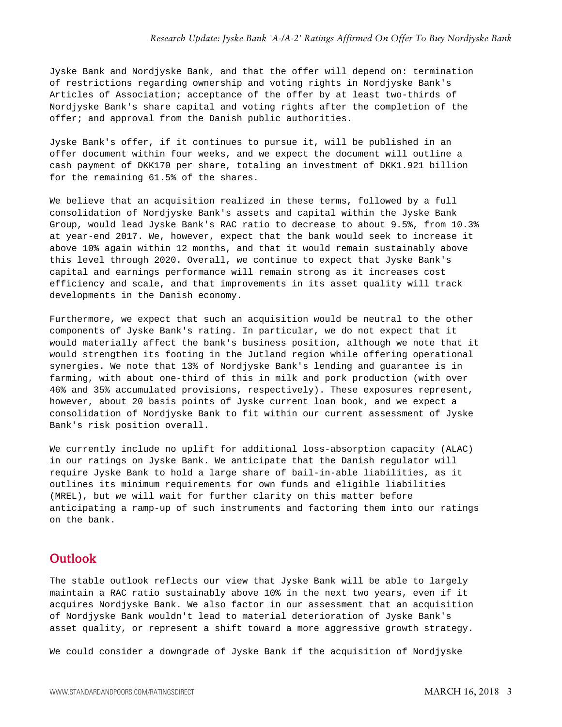Jyske Bank and Nordjyske Bank, and that the offer will depend on: termination of restrictions regarding ownership and voting rights in Nordjyske Bank's Articles of Association; acceptance of the offer by at least two-thirds of Nordjyske Bank's share capital and voting rights after the completion of the offer; and approval from the Danish public authorities.

Jyske Bank's offer, if it continues to pursue it, will be published in an offer document within four weeks, and we expect the document will outline a cash payment of DKK170 per share, totaling an investment of DKK1.921 billion for the remaining 61.5% of the shares.

We believe that an acquisition realized in these terms, followed by a full consolidation of Nordjyske Bank's assets and capital within the Jyske Bank Group, would lead Jyske Bank's RAC ratio to decrease to about 9.5%, from 10.3% at year-end 2017. We, however, expect that the bank would seek to increase it above 10% again within 12 months, and that it would remain sustainably above this level through 2020. Overall, we continue to expect that Jyske Bank's capital and earnings performance will remain strong as it increases cost efficiency and scale, and that improvements in its asset quality will track developments in the Danish economy.

Furthermore, we expect that such an acquisition would be neutral to the other components of Jyske Bank's rating. In particular, we do not expect that it would materially affect the bank's business position, although we note that it would strengthen its footing in the Jutland region while offering operational synergies. We note that 13% of Nordjyske Bank's lending and guarantee is in farming, with about one-third of this in milk and pork production (with over 46% and 35% accumulated provisions, respectively). These exposures represent, however, about 20 basis points of Jyske current loan book, and we expect a consolidation of Nordjyske Bank to fit within our current assessment of Jyske Bank's risk position overall.

We currently include no uplift for additional loss-absorption capacity (ALAC) in our ratings on Jyske Bank. We anticipate that the Danish regulator will require Jyske Bank to hold a large share of bail-in-able liabilities, as it outlines its minimum requirements for own funds and eligible liabilities (MREL), but we will wait for further clarity on this matter before anticipating a ramp-up of such instruments and factoring them into our ratings on the bank.

## Outlook

The stable outlook reflects our view that Jyske Bank will be able to largely maintain a RAC ratio sustainably above 10% in the next two years, even if it acquires Nordjyske Bank. We also factor in our assessment that an acquisition of Nordjyske Bank wouldn't lead to material deterioration of Jyske Bank's asset quality, or represent a shift toward a more aggressive growth strategy.

We could consider a downgrade of Jyske Bank if the acquisition of Nordjyske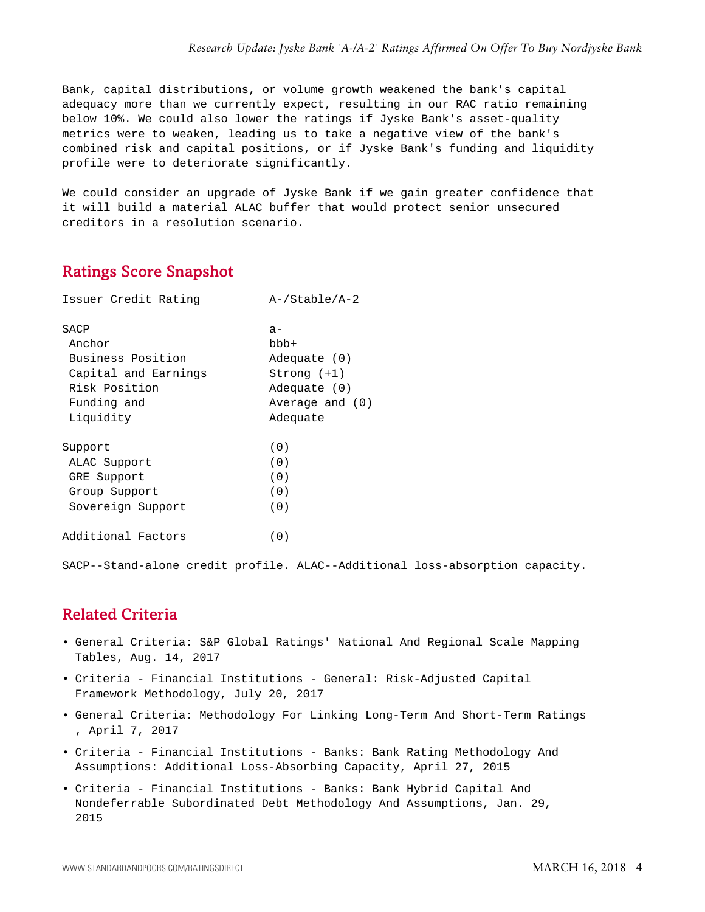Bank, capital distributions, or volume growth weakened the bank's capital adequacy more than we currently expect, resulting in our RAC ratio remaining below 10%. We could also lower the ratings if Jyske Bank's asset-quality metrics were to weaken, leading us to take a negative view of the bank's combined risk and capital positions, or if Jyske Bank's funding and liquidity profile were to deteriorate significantly.

We could consider an upgrade of Jyske Bank if we gain greater confidence that it will build a material ALAC buffer that would protect senior unsecured creditors in a resolution scenario.

## Ratings Score Snapshot

| | |
|---|---|
| Issuer Credit Rating | A-/Stable/A-2 |
| | |
| SACP | a- |
| Anchor | bbb+ |
| Business Position | Adequate (0) |
| Capital and Earnings | Strong (+1) |
| Risk Position | Adequate (0) |
| Funding and Liquidity | Average and Adequate (0) |
| | |
| Support | (0) |
| ALAC Support | (0) |
| GRE Support | (0) |
| Group Support | (0) |
| Sovereign Support | (0) |
| | |
| Additional Factors | (0) |

SACP--Stand-alone credit profile. ALAC--Additional loss-absorption capacity.

## Related Criteria

- General Criteria: S&P Global Ratings' National And Regional Scale Mapping Tables, Aug. 14, 2017
- Criteria - Financial Institutions - General: Risk-Adjusted Capital Framework Methodology, July 20, 2017
- General Criteria: Methodology For Linking Long-Term And Short-Term Ratings , April 7, 2017
- Criteria - Financial Institutions - Banks: Bank Rating Methodology And Assumptions: Additional Loss-Absorbing Capacity, April 27, 2015
- Criteria - Financial Institutions - Banks: Bank Hybrid Capital And Nondeferrable Subordinated Debt Methodology And Assumptions, Jan. 29, 2015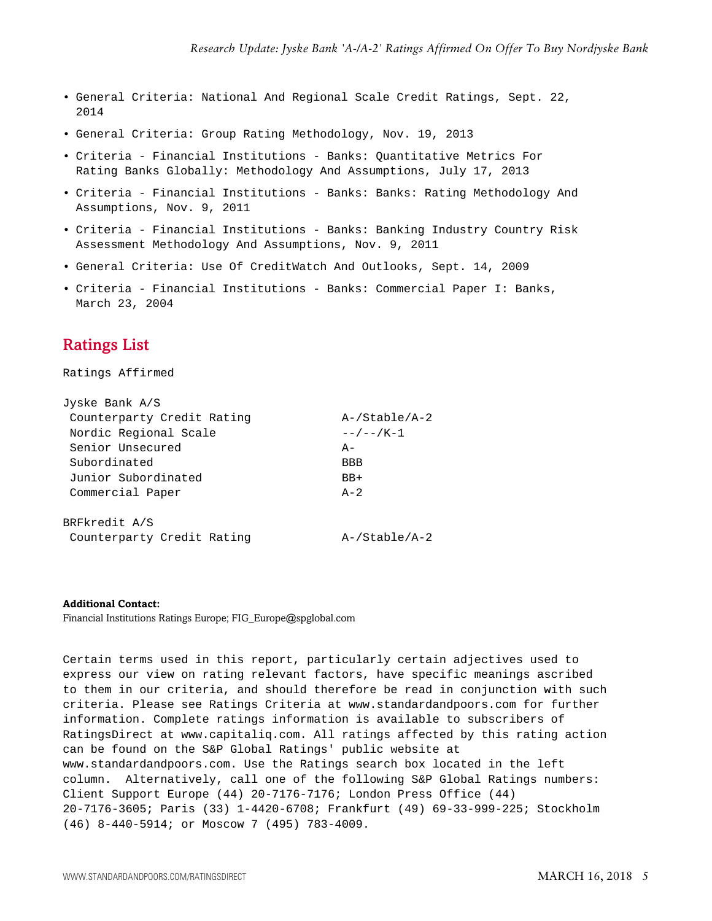- General Criteria: National And Regional Scale Credit Ratings, Sept. 22, 2014
- General Criteria: Group Rating Methodology, Nov. 19, 2013
- Criteria - Financial Institutions - Banks: Quantitative Metrics For Rating Banks Globally: Methodology And Assumptions, July 17, 2013
- Criteria - Financial Institutions - Banks: Banks: Rating Methodology And Assumptions, Nov. 9, 2011
- Criteria - Financial Institutions - Banks: Banking Industry Country Risk Assessment Methodology And Assumptions, Nov. 9, 2011
- General Criteria: Use Of CreditWatch And Outlooks, Sept. 14, 2009
- Criteria - Financial Institutions - Banks: Commercial Paper I: Banks, March 23, 2004

## Ratings List

Ratings Affirmed

| | |
|---|---|
| Jyske Bank A/S | |
| Counterparty Credit Rating | A-/Stable/A-2 |
| Nordic Regional Scale | --/--/K-1 |
| Senior Unsecured | A- |
| Subordinated | BBB |
| Junior Subordinated | BB+ |
| Commercial Paper | A-2 |
| | |
| BRFkredit A/S | |
| Counterparty Credit Rating | A-/Stable/A-2 |

**Additional Contact:**
Financial Institutions Ratings Europe; FIG_Europe@spglobal.com

Certain terms used in this report, particularly certain adjectives used to express our view on rating relevant factors, have specific meanings ascribed to them in our criteria, and should therefore be read in conjunction with such criteria. Please see Ratings Criteria at www.standardandpoors.com for further information. Complete ratings information is available to subscribers of RatingsDirect at www.capitaliq.com. All ratings affected by this rating action can be found on the S&P Global Ratings' public website at www.standardandpoors.com. Use the Ratings search box located in the left column. Alternatively, call one of the following S&P Global Ratings numbers: Client Support Europe (44) 20-7176-7176; London Press Office (44) 20-7176-3605; Paris (33) 1-4420-6708; Frankfurt (49) 69-33-999-225; Stockholm (46) 8-440-5914; or Moscow 7 (495) 783-4009.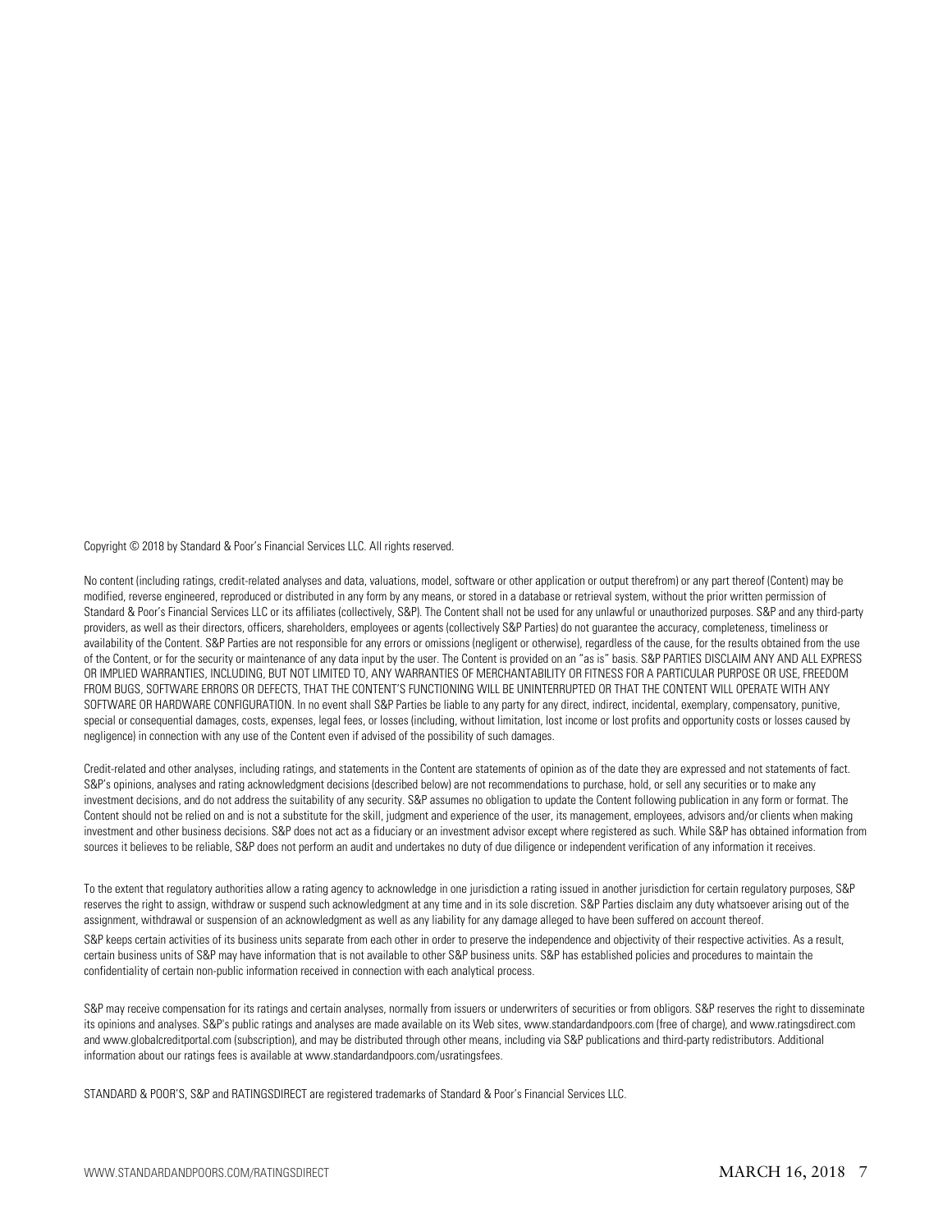Copyright © 2018 by Standard & Poor's Financial Services LLC. All rights reserved.

No content (including ratings, credit-related analyses and data, valuations, model, software or other application or output therefrom) or any part thereof (Content) may be modified, reverse engineered, reproduced or distributed in any form by any means, or stored in a database or retrieval system, without the prior written permission of Standard & Poor's Financial Services LLC or its affiliates (collectively, S&P). The Content shall not be used for any unlawful or unauthorized purposes. S&P and any third-party providers, as well as their directors, officers, shareholders, employees or agents (collectively S&P Parties) do not guarantee the accuracy, completeness, timeliness or availability of the Content. S&P Parties are not responsible for any errors or omissions (negligent or otherwise), regardless of the cause, for the results obtained from the use of the Content, or for the security or maintenance of any data input by the user. The Content is provided on an "as is" basis. S&P PARTIES DISCLAIM ANY AND ALL EXPRESS OR IMPLIED WARRANTIES, INCLUDING, BUT NOT LIMITED TO, ANY WARRANTIES OF MERCHANTABILITY OR FITNESS FOR A PARTICULAR PURPOSE OR USE, FREEDOM FROM BUGS, SOFTWARE ERRORS OR DEFECTS, THAT THE CONTENT'S FUNCTIONING WILL BE UNINTERRUPTED OR THAT THE CONTENT WILL OPERATE WITH ANY SOFTWARE OR HARDWARE CONFIGURATION. In no event shall S&P Parties be liable to any party for any direct, indirect, incidental, exemplary, compensatory, punitive, special or consequential damages, costs, expenses, legal fees, or losses (including, without limitation, lost income or lost profits and opportunity costs or losses caused by negligence) in connection with any use of the Content even if advised of the possibility of such damages.

Credit-related and other analyses, including ratings, and statements in the Content are statements of opinion as of the date they are expressed and not statements of fact. S&P's opinions, analyses and rating acknowledgment decisions (described below) are not recommendations to purchase, hold, or sell any securities or to make any investment decisions, and do not address the suitability of any security. S&P assumes no obligation to update the Content following publication in any form or format. The Content should not be relied on and is not a substitute for the skill, judgment and experience of the user, its management, employees, advisors and/or clients when making investment and other business decisions. S&P does not act as a fiduciary or an investment advisor except where registered as such. While S&P has obtained information from sources it believes to be reliable, S&P does not perform an audit and undertakes no duty of due diligence or independent verification of any information it receives.

To the extent that regulatory authorities allow a rating agency to acknowledge in one jurisdiction a rating issued in another jurisdiction for certain regulatory purposes, S&P reserves the right to assign, withdraw or suspend such acknowledgment at any time and in its sole discretion. S&P Parties disclaim any duty whatsoever arising out of the assignment, withdrawal or suspension of an acknowledgment as well as any liability for any damage alleged to have been suffered on account thereof.

S&P keeps certain activities of its business units separate from each other in order to preserve the independence and objectivity of their respective activities. As a result, certain business units of S&P may have information that is not available to other S&P business units. S&P has established policies and procedures to maintain the confidentiality of certain non-public information received in connection with each analytical process.

S&P may receive compensation for its ratings and certain analyses, normally from issuers or underwriters of securities or from obligors. S&P reserves the right to disseminate its opinions and analyses. S&P's public ratings and analyses are made available on its Web sites, www.standardandpoors.com (free of charge), and www.ratingsdirect.com and www.globalcreditportal.com (subscription), and may be distributed through other means, including via S&P publications and third-party redistributors. Additional information about our ratings fees is available at www.standardandpoors.com/usratingsfees.

STANDARD & POOR'S, S&P and RATINGSDIRECT are registered trademarks of Standard & Poor's Financial Services LLC.